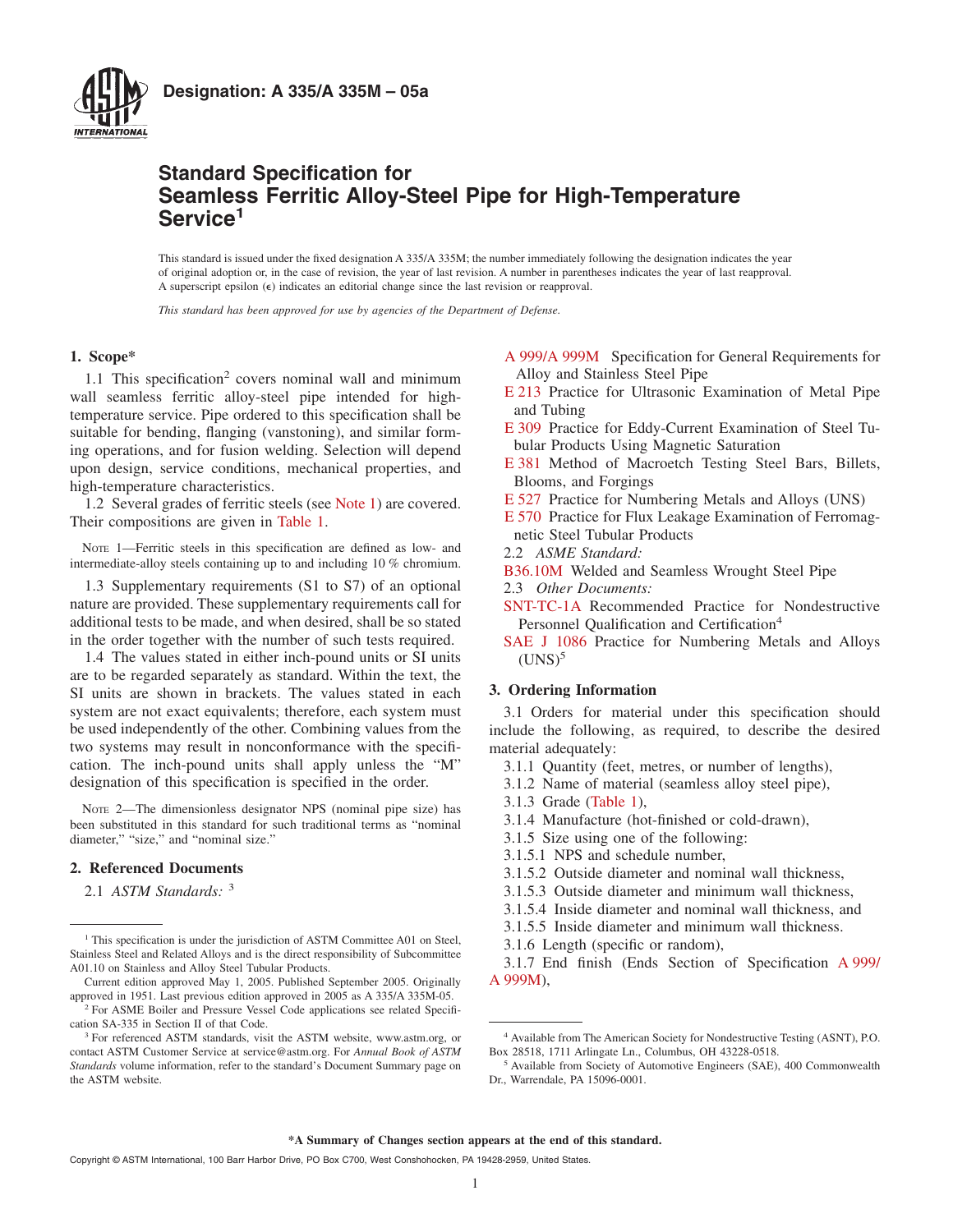**Designation: A 335/A 335M – 05a**

# Standard Specification for Seamless Ferritic Alloy-Steel Pipe for High-Temperature Service[1]

This standard is issued under the fixed designation A 335/A 335M; the number immediately following the designation indicates the year of original adoption or, in the case of revision, the year of last revision. A number in parentheses indicates the year of last reapproval. A superscript epsilon (ε) indicates an editorial change since the last revision or reapproval.

*This standard has been approved for use by agencies of the Department of Defense.*

## 1. Scope*

1.1 This specification[2] covers nominal wall and minimum wall seamless ferritic alloy-steel pipe intended for high-temperature service. Pipe ordered to this specification shall be suitable for bending, flanging (vanstoning), and similar forming operations, and for fusion welding. Selection will depend upon design, service conditions, mechanical properties, and high-temperature characteristics.

1.2 Several grades of ferritic steels (see Note 1) are covered. Their compositions are given in Table 1.

NOTE 1—Ferritic steels in this specification are defined as low- and intermediate-alloy steels containing up to and including 10 % chromium.

1.3 Supplementary requirements (S1 to S7) of an optional nature are provided. These supplementary requirements call for additional tests to be made, and when desired, shall be so stated in the order together with the number of such tests required.

1.4 The values stated in either inch-pound units or SI units are to be regarded separately as standard. Within the text, the SI units are shown in brackets. The values stated in each system are not exact equivalents; therefore, each system must be used independently of the other. Combining values from the two systems may result in nonconformance with the specification. The inch-pound units shall apply unless the "M" designation of this specification is specified in the order.

NOTE 2—The dimensionless designator NPS (nominal pipe size) has been substituted in this standard for such traditional terms as "nominal diameter," "size," and "nominal size."

## 2. Referenced Documents

2.1 *ASTM Standards:* [3]

A 999/A 999M Specification for General Requirements for Alloy and Stainless Steel Pipe

E 213 Practice for Ultrasonic Examination of Metal Pipe and Tubing

E 309 Practice for Eddy-Current Examination of Steel Tubular Products Using Magnetic Saturation

E 381 Method of Macroetch Testing Steel Bars, Billets, Blooms, and Forgings

E 527 Practice for Numbering Metals and Alloys (UNS)

E 570 Practice for Flux Leakage Examination of Ferromagnetic Steel Tubular Products

2.2 *ASME Standard:*

B36.10M Welded and Seamless Wrought Steel Pipe

2.3 *Other Documents:*

SNT-TC-1A Recommended Practice for Nondestructive Personnel Qualification and Certification[4]

SAE J 1086 Practice for Numbering Metals and Alloys (UNS)[5]

## 3. Ordering Information

3.1 Orders for material under this specification should include the following, as required, to describe the desired material adequately:

3.1.1 Quantity (feet, metres, or number of lengths),

3.1.2 Name of material (seamless alloy steel pipe),

3.1.3 Grade (Table 1),

3.1.4 Manufacture (hot-finished or cold-drawn),

3.1.5 Size using one of the following:

3.1.5.1 NPS and schedule number,

3.1.5.2 Outside diameter and nominal wall thickness,

3.1.5.3 Outside diameter and minimum wall thickness,

3.1.5.4 Inside diameter and nominal wall thickness, and

3.1.5.5 Inside diameter and minimum wall thickness.

3.1.6 Length (specific or random),

3.1.7 End finish (Ends Section of Specification A 999/A 999M),

---

[1] This specification is under the jurisdiction of ASTM Committee A01 on Steel, Stainless Steel and Related Alloys and is the direct responsibility of Subcommittee A01.10 on Stainless and Alloy Steel Tubular Products.

Current edition approved May 1, 2005. Published September 2005. Originally approved in 1951. Last previous edition approved in 2005 as A 335/A 335M-05.

[2] For ASME Boiler and Pressure Vessel Code applications see related Specification SA-335 in Section II of that Code.

[3] For referenced ASTM standards, visit the ASTM website, www.astm.org, or contact ASTM Customer Service at service@astm.org. For *Annual Book of ASTM Standards* volume information, refer to the standard's Document Summary page on the ASTM website.

[4] Available from The American Society for Nondestructive Testing (ASNT), P.O. Box 28518, 1711 Arlingate Ln., Columbus, OH 43228-0518.

[5] Available from Society of Automotive Engineers (SAE), 400 Commonwealth Dr., Warrendale, PA 15096-0001.

**\*A Summary of Changes section appears at the end of this standard.**

Copyright © ASTM International, 100 Barr Harbor Drive, PO Box C700, West Conshohocken, PA 19428-2959, United States.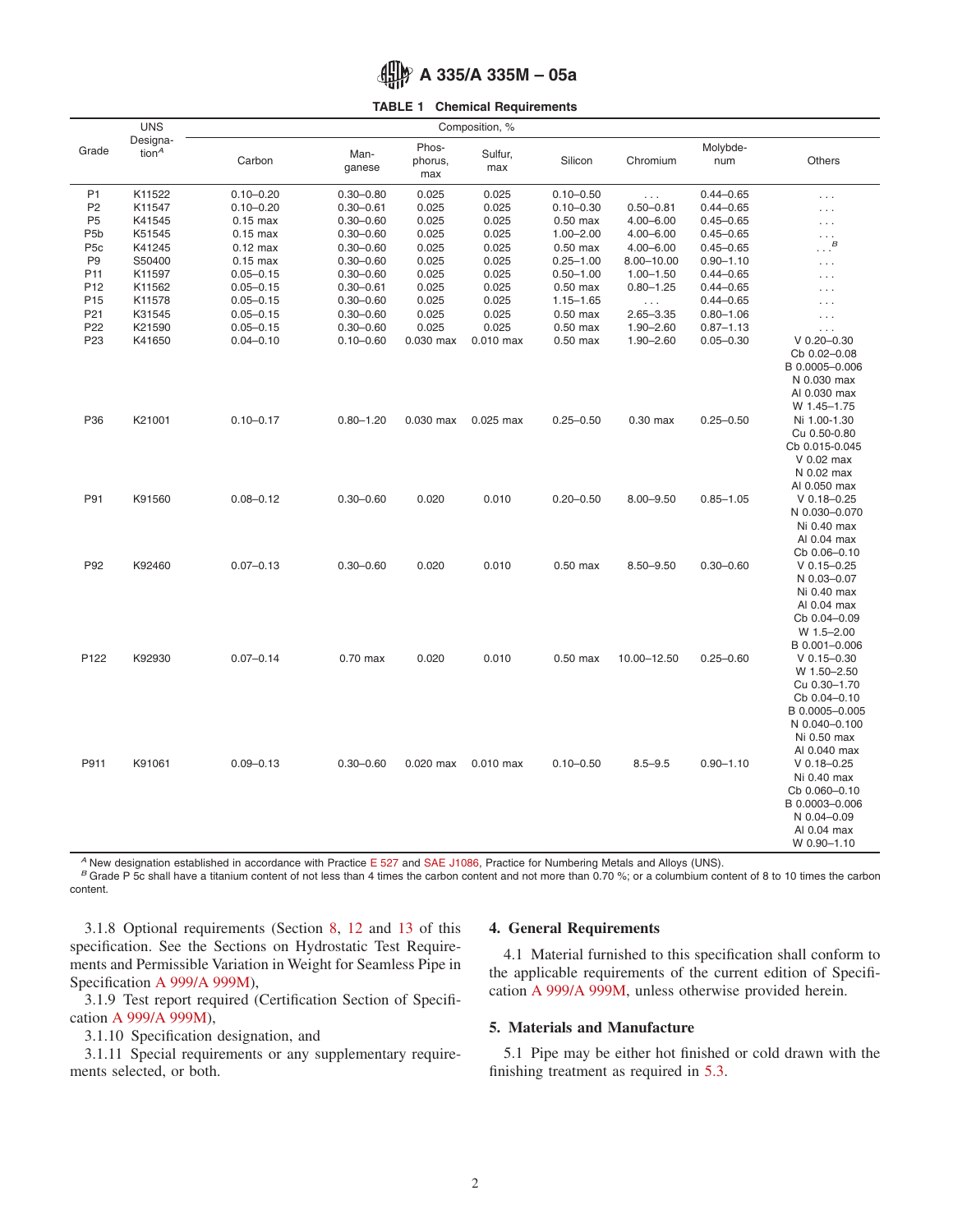**TABLE 1 Chemical Requirements**

| Grade | UNS Designation[A] | Composition, % | | | | | | | |
|---|---|---|---|---|---|---|---|---|---|
| | | Carbon | Manganese | Phosphorus, max | Sulfur, max | Silicon | Chromium | Molybdenum | Others |
| P1 | K11522 | 0.10–0.20 | 0.30–0.80 | 0.025 | 0.025 | 0.10–0.50 | . . . | 0.44–0.65 | . . . |
| P2 | K11547 | 0.10–0.20 | 0.30–0.61 | 0.025 | 0.025 | 0.10–0.30 | 0.50–0.81 | 0.44–0.65 | . . . |
| P5 | K41545 | 0.15 max | 0.30–0.60 | 0.025 | 0.025 | 0.50 max | 4.00–6.00 | 0.45–0.65 | . . . |
| P5b | K51545 | 0.15 max | 0.30–0.60 | 0.025 | 0.025 | 1.00–2.00 | 4.00–6.00 | 0.45–0.65 | . . . |
| P5c | K41245 | 0.12 max | 0.30–0.60 | 0.025 | 0.025 | 0.50 max | 4.00–6.00 | 0.45–0.65 | . . .[B] |
| P9 | S50400 | 0.15 max | 0.30–0.60 | 0.025 | 0.025 | 0.25–1.00 | 8.00–10.00 | 0.90–1.10 | . . . |
| P11 | K11597 | 0.05–0.15 | 0.30–0.60 | 0.025 | 0.025 | 0.50–1.00 | 1.00–1.50 | 0.44–0.65 | . . . |
| P12 | K11562 | 0.05–0.15 | 0.30–0.61 | 0.025 | 0.025 | 0.50 max | 0.80–1.25 | 0.44–0.65 | . . . |
| P15 | K11578 | 0.05–0.15 | 0.30–0.60 | 0.025 | 0.025 | 1.15–1.65 | . . . | 0.44–0.65 | . . . |
| P21 | K31545 | 0.05–0.15 | 0.30–0.60 | 0.025 | 0.025 | 0.50 max | 2.65–3.35 | 0.80–1.06 | . . . |
| P22 | K21590 | 0.05–0.15 | 0.30–0.60 | 0.025 | 0.025 | 0.50 max | 1.90–2.60 | 0.87–1.13 | . . . |
| P23 | K41650 | 0.04–0.10 | 0.10–0.60 | 0.030 max | 0.010 max | 0.50 max | 1.90–2.60 | 0.05–0.30 | V 0.20–0.30<br>Cb 0.02–0.08<br>B 0.0005–0.006<br>N 0.030 max<br>Al 0.030 max<br>W 1.45–1.75 |
| P36 | K21001 | 0.10–0.17 | 0.80–1.20 | 0.030 max | 0.025 max | 0.25–0.50 | 0.30 max | 0.25–0.50 | Ni 1.00-1.30<br>Cu 0.50-0.80<br>Cb 0.015-0.045<br>V 0.02 max<br>N 0.02 max<br>Al 0.050 max |
| P91 | K91560 | 0.08–0.12 | 0.30–0.60 | 0.020 | 0.010 | 0.20–0.50 | 8.00–9.50 | 0.85–1.05 | V 0.18–0.25<br>N 0.030–0.070<br>Ni 0.40 max<br>Al 0.04 max<br>Cb 0.06–0.10 |
| P92 | K92460 | 0.07–0.13 | 0.30–0.60 | 0.020 | 0.010 | 0.50 max | 8.50–9.50 | 0.30–0.60 | V 0.15–0.25<br>N 0.03–0.07<br>Ni 0.40 max<br>Al 0.04 max<br>Cb 0.04–0.09<br>W 1.5–2.00<br>B 0.001–0.006 |
| P122 | K92930 | 0.07–0.14 | 0.70 max | 0.020 | 0.010 | 0.50 max | 10.00–12.50 | 0.25–0.60 | V 0.15–0.30<br>W 1.50–2.50<br>Cu 0.30–1.70<br>Cb 0.04–0.10<br>B 0.0005–0.005<br>N 0.040–0.100<br>Ni 0.50 max<br>Al 0.040 max |
| P911 | K91061 | 0.09–0.13 | 0.30–0.60 | 0.020 max | 0.010 max | 0.10–0.50 | 8.5–9.5 | 0.90–1.10 | V 0.18–0.25<br>Ni 0.40 max<br>Cb 0.060–0.10<br>B 0.0003–0.006<br>N 0.04–0.09<br>Al 0.04 max<br>W 0.90–1.10 |

[A] New designation established in accordance with Practice E 527 and SAE J1086, Practice for Numbering Metals and Alloys (UNS).

[B] Grade P 5c shall have a titanium content of not less than 4 times the carbon content and not more than 0.70 %; or a columbium content of 8 to 10 times the carbon content.

3.1.8 Optional requirements (Section 8, 12 and 13 of this specification. See the Sections on Hydrostatic Test Requirements and Permissible Variation in Weight for Seamless Pipe in Specification A 999/A 999M),

3.1.9 Test report required (Certification Section of Specification A 999/A 999M),

3.1.10 Specification designation, and

3.1.11 Special requirements or any supplementary requirements selected, or both.

## 4. General Requirements

4.1 Material furnished to this specification shall conform to the applicable requirements of the current edition of Specification A 999/A 999M, unless otherwise provided herein.

## 5. Materials and Manufacture

5.1 Pipe may be either hot finished or cold drawn with the finishing treatment as required in 5.3.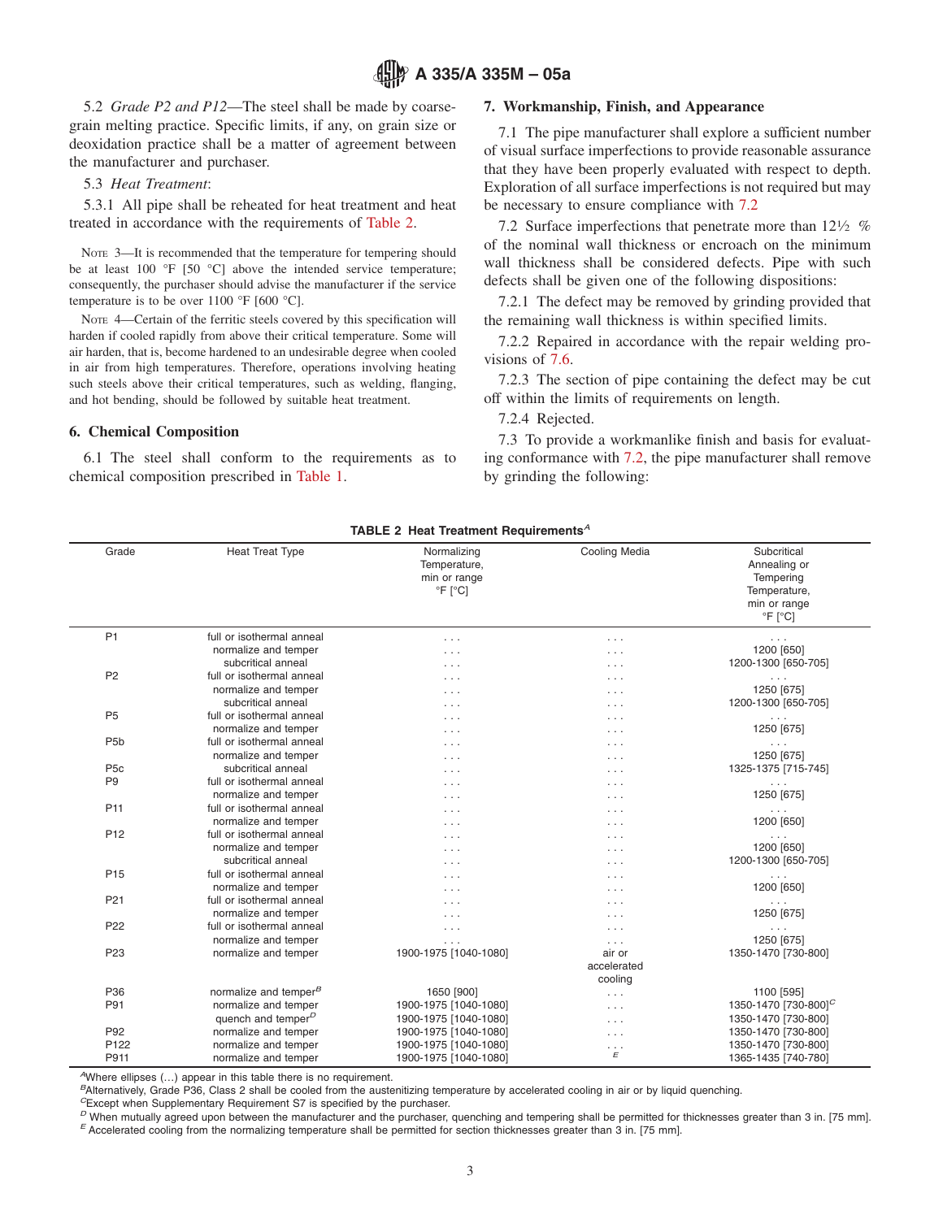5.2 *Grade P2 and P12*—The steel shall be made by coarse-grain melting practice. Specific limits, if any, on grain size or deoxidation practice shall be a matter of agreement between the manufacturer and purchaser.

5.3 *Heat Treatment*:

5.3.1 All pipe shall be reheated for heat treatment and heat treated in accordance with the requirements of Table 2.

NOTE 3—It is recommended that the temperature for tempering should be at least 100 °F [50 °C] above the intended service temperature; consequently, the purchaser should advise the manufacturer if the service temperature is to be over 1100 °F [600 °C].

NOTE 4—Certain of the ferritic steels covered by this specification will harden if cooled rapidly from above their critical temperature. Some will air harden, that is, become hardened to an undesirable degree when cooled in air from high temperatures. Therefore, operations involving heating such steels above their critical temperatures, such as welding, flanging, and hot bending, should be followed by suitable heat treatment.

## 6. Chemical Composition

6.1 The steel shall conform to the requirements as to chemical composition prescribed in Table 1.

## 7. Workmanship, Finish, and Appearance

7.1 The pipe manufacturer shall explore a sufficient number of visual surface imperfections to provide reasonable assurance that they have been properly evaluated with respect to depth. Exploration of all surface imperfections is not required but may be necessary to ensure compliance with 7.2

7.2 Surface imperfections that penetrate more than 12½ % of the nominal wall thickness or encroach on the minimum wall thickness shall be considered defects. Pipe with such defects shall be given one of the following dispositions:

7.2.1 The defect may be removed by grinding provided that the remaining wall thickness is within specified limits.

7.2.2 Repaired in accordance with the repair welding provisions of 7.6.

7.2.3 The section of pipe containing the defect may be cut off within the limits of requirements on length.

7.2.4 Rejected.

7.3 To provide a workmanlike finish and basis for evaluating conformance with 7.2, the pipe manufacturer shall remove by grinding the following:

**TABLE 2 Heat Treatment Requirements**[A]

| Grade | Heat Treat Type | Normalizing Temperature, min or range °F [°C] | Cooling Media | Subcritical Annealing or Tempering Temperature, min or range °F [°C] |
|---|---|---|---|---|
| P1 | full or isothermal anneal | . . . | . . . | . . . |
| | normalize and temper | . . . | . . . | 1200 [650] |
| | subcritical anneal | . . . | . . . | 1200-1300 [650-705] |
| P2 | full or isothermal anneal | . . . | . . . | . . . |
| | normalize and temper | . . . | . . . | 1250 [675] |
| | subcritical anneal | . . . | . . . | 1200-1300 [650-705] |
| P5 | full or isothermal anneal | . . . | . . . | . . . |
| | normalize and temper | . . . | . . . | 1250 [675] |
| P5b | full or isothermal anneal | . . . | . . . | . . . |
| | normalize and temper | . . . | . . . | 1250 [675] |
| P5c | subcritical anneal | . . . | . . . | 1325-1375 [715-745] |
| P9 | full or isothermal anneal | . . . | . . . | . . . |
| | normalize and temper | . . . | . . . | 1250 [675] |
| P11 | full or isothermal anneal | . . . | . . . | . . . |
| | normalize and temper | . . . | . . . | 1200 [650] |
| P12 | full or isothermal anneal | . . . | . . . | . . . |
| | normalize and temper | . . . | . . . | 1200 [650] |
| | subcritical anneal | . . . | . . . | 1200-1300 [650-705] |
| P15 | full or isothermal anneal | . . . | . . . | . . . |
| | normalize and temper | . . . | . . . | 1200 [650] |
| P21 | full or isothermal anneal | . . . | . . . | . . . |
| | normalize and temper | . . . | . . . | 1250 [675] |
| P22 | full or isothermal anneal | . . . | . . . | . . . |
| | normalize and temper | . . . | . . . | 1250 [675] |
| P23 | normalize and temper | 1900-1975 [1040-1080] | air or accelerated cooling | 1350-1470 [730-800] |
| P36 | normalize and temper[B] | 1650 [900] | . . . | 1100 [595] |
| P91 | normalize and temper | 1900-1975 [1040-1080] | . . . | 1350-1470 [730-800][C] |
| | quench and temper[D] | 1900-1975 [1040-1080] | . . . | 1350-1470 [730-800] |
| P92 | normalize and temper | 1900-1975 [1040-1080] | . . . | 1350-1470 [730-800] |
| P122 | normalize and temper | 1900-1975 [1040-1080] | . . . | 1350-1470 [730-800] |
| P911 | normalize and temper | 1900-1975 [1040-1080] | [E] | 1365-1435 [740-780] |

[A]Where ellipses (...) appear in this table there is no requirement.
[B]Alternatively, Grade P36, Class 2 shall be cooled from the austenitizing temperature by accelerated cooling in air or by liquid quenching.
[C]Except when Supplementary Requirement S7 is specified by the purchaser.
[D] When mutually agreed upon between the manufacturer and the purchaser, quenching and tempering shall be permitted for thicknesses greater than 3 in. [75 mm].
[E] Accelerated cooling from the normalizing temperature shall be permitted for section thicknesses greater than 3 in. [75 mm].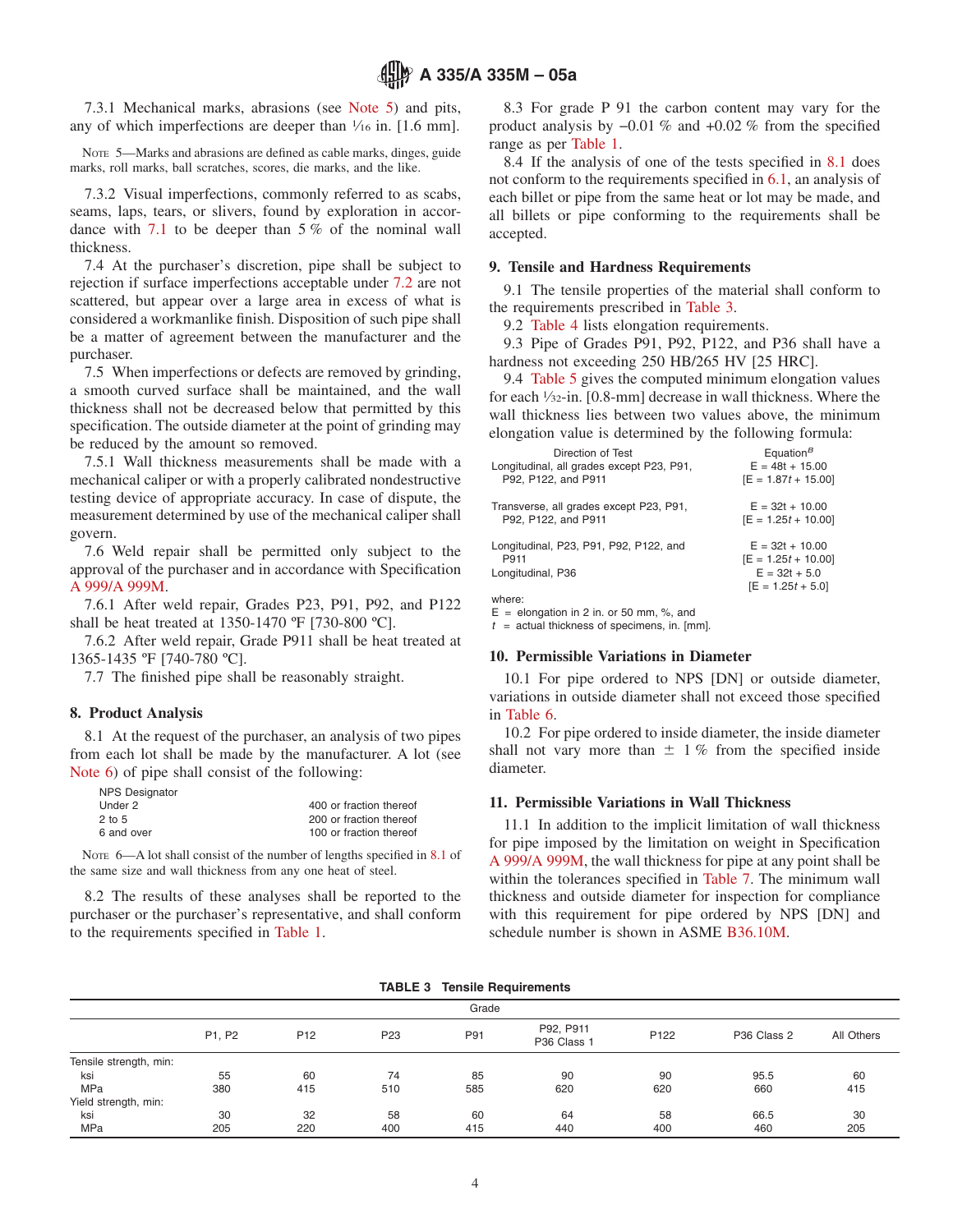7.3.1 Mechanical marks, abrasions (see Note 5) and pits, any of which imperfections are deeper than 1⁄16 in. [1.6 mm].

NOTE 5—Marks and abrasions are defined as cable marks, dinges, guide marks, roll marks, ball scratches, scores, die marks, and the like.

7.3.2 Visual imperfections, commonly referred to as scabs, seams, laps, tears, or slivers, found by exploration in accordance with 7.1 to be deeper than 5 % of the nominal wall thickness.

7.4 At the purchaser's discretion, pipe shall be subject to rejection if surface imperfections acceptable under 7.2 are not scattered, but appear over a large area in excess of what is considered a workmanlike finish. Disposition of such pipe shall be a matter of agreement between the manufacturer and the purchaser.

7.5 When imperfections or defects are removed by grinding, a smooth curved surface shall be maintained, and the wall thickness shall not be decreased below that permitted by this specification. The outside diameter at the point of grinding may be reduced by the amount so removed.

7.5.1 Wall thickness measurements shall be made with a mechanical caliper or with a properly calibrated nondestructive testing device of appropriate accuracy. In case of dispute, the measurement determined by use of the mechanical caliper shall govern.

7.6 Weld repair shall be permitted only subject to the approval of the purchaser and in accordance with Specification A 999/A 999M.

7.6.1 After weld repair, Grades P23, P91, P92, and P122 shall be heat treated at 1350-1470 ºF [730-800 ºC].

7.6.2 After weld repair, Grade P911 shall be heat treated at 1365-1435 ºF [740-780 ºC].

7.7 The finished pipe shall be reasonably straight.

## 8. Product Analysis

8.1 At the request of the purchaser, an analysis of two pipes from each lot shall be made by the manufacturer. A lot (see Note 6) of pipe shall consist of the following:

| NPS Designator | |
|---|---|
| Under 2 | 400 or fraction thereof |
| 2 to 5 | 200 or fraction thereof |
| 6 and over | 100 or fraction thereof |

NOTE 6—A lot shall consist of the number of lengths specified in 8.1 of the same size and wall thickness from any one heat of steel.

8.2 The results of these analyses shall be reported to the purchaser or the purchaser's representative, and shall conform to the requirements specified in Table 1.

8.3 For grade P 91 the carbon content may vary for the product analysis by −0.01 % and +0.02 % from the specified range as per Table 1.

8.4 If the analysis of one of the tests specified in 8.1 does not conform to the requirements specified in 6.1, an analysis of each billet or pipe from the same heat or lot may be made, and all billets or pipe conforming to the requirements shall be accepted.

## 9. Tensile and Hardness Requirements

9.1 The tensile properties of the material shall conform to the requirements prescribed in Table 3.

9.2 Table 4 lists elongation requirements.

9.3 Pipe of Grades P91, P92, P122, and P36 shall have a hardness not exceeding 250 HB/265 HV [25 HRC].

9.4 Table 5 gives the computed minimum elongation values for each 1⁄32-in. [0.8-mm] decrease in wall thickness. Where the wall thickness lies between two values above, the minimum elongation value is determined by the following formula:

| Direction of Test | Equation[B] |
|---|---|
| Longitudinal, all grades except P23, P91, P92, P122, and P911 | $E = 48t + 15.00$ [$E = 1.87t + 15.00$] |
| Transverse, all grades except P23, P91, P92, P122, and P911 | $E = 32t + 10.00$ [$E = 1.25t + 10.00$] |
| Longitudinal, P23, P91, P92, P122, and P911 | $E = 32t + 10.00$ [$E = 1.25t + 10.00$] |
| Longitudinal, P36 | $E = 32t + 5.0$ [$E = 1.25t + 5.0$] |

where:
$E$ = elongation in 2 in. or 50 mm, %, and
$t$ = actual thickness of specimens, in. [mm].

## 10. Permissible Variations in Diameter

10.1 For pipe ordered to NPS [DN] or outside diameter, variations in outside diameter shall not exceed those specified in Table 6.

10.2 For pipe ordered to inside diameter, the inside diameter shall not vary more than ± 1 % from the specified inside diameter.

## 11. Permissible Variations in Wall Thickness

11.1 In addition to the implicit limitation of wall thickness for pipe imposed by the limitation on weight in Specification A 999/A 999M, the wall thickness for pipe at any point shall be within the tolerances specified in Table 7. The minimum wall thickness and outside diameter for inspection for compliance with this requirement for pipe ordered by NPS [DN] and schedule number is shown in ASME B36.10M.

**TABLE 3 Tensile Requirements**

| | Grade | | | | | | | |
|---|---|---|---|---|---|---|---|---|
| | P1, P2 | P12 | P23 | P91 | P92, P911 P36 Class 1 | P122 | P36 Class 2 | All Others |
| Tensile strength, min: | | | | | | | | |
| ksi | 55 | 60 | 74 | 85 | 90 | 90 | 95.5 | 60 |
| MPa | 380 | 415 | 510 | 585 | 620 | 620 | 660 | 415 |
| Yield strength, min: | | | | | | | | |
| ksi | 30 | 32 | 58 | 60 | 64 | 58 | 66.5 | 30 |
| MPa | 205 | 220 | 400 | 415 | 440 | 400 | 460 | 205 |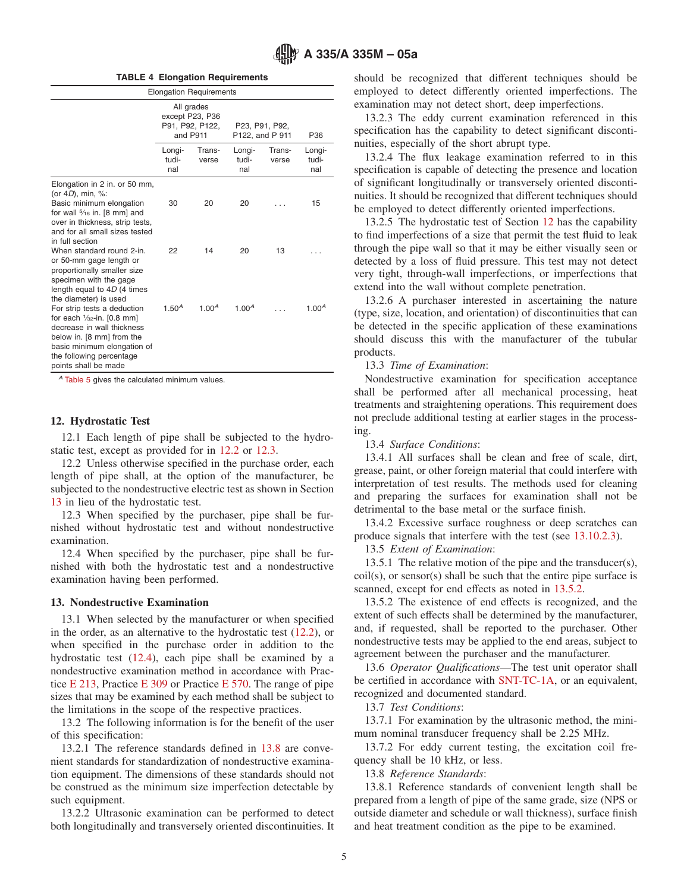**TABLE 4 Elongation Requirements**

| Elongation Requirements | All grades except P23, P36 P91, P92, P122, and P911 | | P23, P91, P92, P122, and P 911 | | P36 |
|---|---|---|---|---|---|
| | Longitudinal | Transverse | Longitudinal | Transverse | Longitudinal |
| Elongation in 2 in. or 50 mm, (or 4*D*), min, %: | | | | | |
| Basic minimum elongation for wall 5⁄16 in. [8 mm] and over in thickness, strip tests, and for all small sizes tested in full section | 30 | 20 | 20 | . . . | 15 |
| When standard round 2-in. or 50-mm gage length or proportionally smaller size specimen with the gage length equal to 4*D* (4 times the diameter) is used | 22 | 14 | 20 | 13 | . . . |
| For strip tests a deduction for each 1⁄32-in. [0.8 mm] decrease in wall thickness below in. [8 mm] from the basic minimum elongation of the following percentage points shall be made | 1.50[A] | 1.00[A] | 1.00[A] | . . . | 1.00[A] |

[A] Table 5 gives the calculated minimum values.

## 12. Hydrostatic Test

12.1 Each length of pipe shall be subjected to the hydrostatic test, except as provided for in 12.2 or 12.3.

12.2 Unless otherwise specified in the purchase order, each length of pipe shall, at the option of the manufacturer, be subjected to the nondestructive electric test as shown in Section 13 in lieu of the hydrostatic test.

12.3 When specified by the purchaser, pipe shall be furnished without hydrostatic test and without nondestructive examination.

12.4 When specified by the purchaser, pipe shall be furnished with both the hydrostatic test and a nondestructive examination having been performed.

## 13. Nondestructive Examination

13.1 When selected by the manufacturer or when specified in the order, as an alternative to the hydrostatic test (12.2), or when specified in the purchase order in addition to the hydrostatic test (12.4), each pipe shall be examined by a nondestructive examination method in accordance with Practice E 213, Practice E 309 or Practice E 570. The range of pipe sizes that may be examined by each method shall be subject to the limitations in the scope of the respective practices.

13.2 The following information is for the benefit of the user of this specification:

13.2.1 The reference standards defined in 13.8 are convenient standards for standardization of nondestructive examination equipment. The dimensions of these standards should not be construed as the minimum size imperfection detectable by such equipment.

13.2.2 Ultrasonic examination can be performed to detect both longitudinally and transversely oriented discontinuities. It should be recognized that different techniques should be employed to detect differently oriented imperfections. The examination may not detect short, deep imperfections.

13.2.3 The eddy current examination referenced in this specification has the capability to detect significant discontinuities, especially of the short abrupt type.

13.2.4 The flux leakage examination referred to in this specification is capable of detecting the presence and location of significant longitudinally or transversely oriented discontinuities. It should be recognized that different techniques should be employed to detect differently oriented imperfections.

13.2.5 The hydrostatic test of Section 12 has the capability to find imperfections of a size that permit the test fluid to leak through the pipe wall so that it may be either visually seen or detected by a loss of fluid pressure. This test may not detect very tight, through-wall imperfections, or imperfections that extend into the wall without complete penetration.

13.2.6 A purchaser interested in ascertaining the nature (type, size, location, and orientation) of discontinuities that can be detected in the specific application of these examinations should discuss this with the manufacturer of the tubular products.

13.3 *Time of Examination*:

Nondestructive examination for specification acceptance shall be performed after all mechanical processing, heat treatments and straightening operations. This requirement does not preclude additional testing at earlier stages in the processing.

13.4 *Surface Conditions*:

13.4.1 All surfaces shall be clean and free of scale, dirt, grease, paint, or other foreign material that could interfere with interpretation of test results. The methods used for cleaning and preparing the surfaces for examination shall not be detrimental to the base metal or the surface finish.

13.4.2 Excessive surface roughness or deep scratches can produce signals that interfere with the test (see 13.10.2.3).

13.5 *Extent of Examination*:

13.5.1 The relative motion of the pipe and the transducer(s), coil(s), or sensor(s) shall be such that the entire pipe surface is scanned, except for end effects as noted in 13.5.2.

13.5.2 The existence of end effects is recognized, and the extent of such effects shall be determined by the manufacturer, and, if requested, shall be reported to the purchaser. Other nondestructive tests may be applied to the end areas, subject to agreement between the purchaser and the manufacturer.

13.6 *Operator Qualifications*—The test unit operator shall be certified in accordance with SNT-TC-1A, or an equivalent, recognized and documented standard.

13.7 *Test Conditions*:

13.7.1 For examination by the ultrasonic method, the minimum nominal transducer frequency shall be 2.25 MHz.

13.7.2 For eddy current testing, the excitation coil frequency shall be 10 kHz, or less.

13.8 *Reference Standards*:

13.8.1 Reference standards of convenient length shall be prepared from a length of pipe of the same grade, size (NPS or outside diameter and schedule or wall thickness), surface finish and heat treatment condition as the pipe to be examined.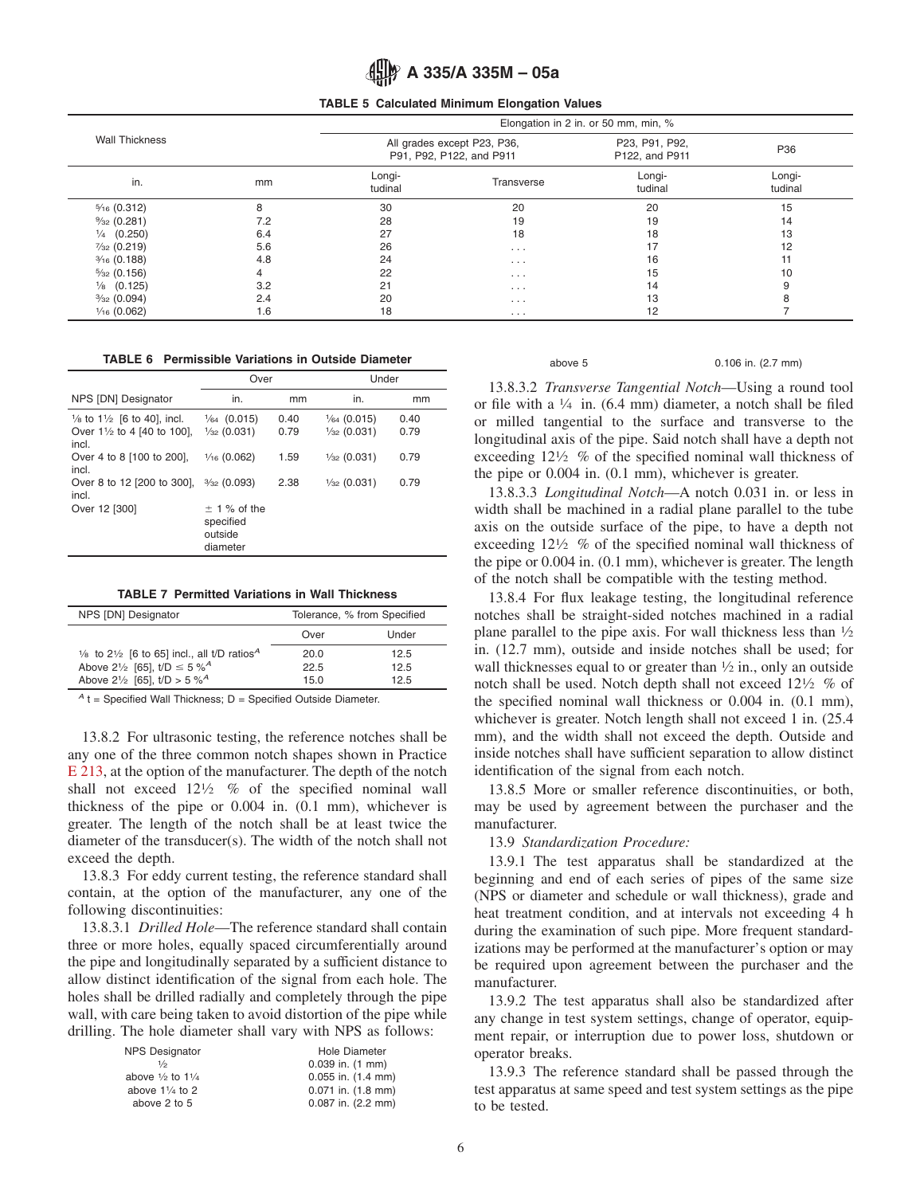**TABLE 5 Calculated Minimum Elongation Values**

| Wall Thickness | | Elongation in 2 in. or 50 mm, min, % | | | |
|---|---|---|---|---|---|
| | | All grades except P23, P36, P91, P92, P122, and P911 | | P23, P91, P92, P122, and P911 | P36 |
| in. | mm | Longitudinal | Transverse | Longitudinal | Longitudinal |
| 5⁄16 (0.312) | 8 | 30 | 20 | 20 | 15 |
| 9⁄32 (0.281) | 7.2 | 28 | 19 | 19 | 14 |
| 1⁄4 (0.250) | 6.4 | 27 | 18 | 18 | 13 |
| 7⁄32 (0.219) | 5.6 | 26 | . . . | 17 | 12 |
| 3⁄16 (0.188) | 4.8 | 24 | . . . | 16 | 11 |
| 5⁄32 (0.156) | 4 | 22 | . . . | 15 | 10 |
| 1⁄8 (0.125) | 3.2 | 21 | . . . | 14 | 9 |
| 3⁄32 (0.094) | 2.4 | 20 | . . . | 13 | 8 |
| 1⁄16 (0.062) | 1.6 | 18 | . . . | 12 | 7 |

**TABLE 6 Permissible Variations in Outside Diameter**

| NPS [DN] Designator | Over | | Under | |
|---|---|---|---|---|
| | in. | mm | in. | mm |
| 1⁄8 to 1½ [6 to 40], incl. | 1⁄64 (0.015) | 0.40 | 1⁄64 (0.015) | 0.40 |
| Over 1½ to 4 [40 to 100], incl. | 1⁄32 (0.031) | 0.79 | 1⁄32 (0.031) | 0.79 |
| Over 4 to 8 [100 to 200], incl. | 1⁄16 (0.062) | 1.59 | 1⁄32 (0.031) | 0.79 |
| Over 8 to 12 [200 to 300], incl. | 3⁄32 (0.093) | 2.38 | 1⁄32 (0.031) | 0.79 |
| Over 12 [300] | ± 1 % of the specified outside diameter | | | |

**TABLE 7 Permitted Variations in Wall Thickness**

| NPS [DN] Designator | Tolerance, % from Specified | |
|---|---|---|
| | Over | Under |
| 1⁄8 to 2½ [6 to 65] incl., all t/D ratios[A] | 20.0 | 12.5 |
| Above 2½ [65], t/D ≤ 5 %[A] | 22.5 | 12.5 |
| Above 2½ [65], t/D > 5 %[A] | 15.0 | 12.5 |

[A] t = Specified Wall Thickness; D = Specified Outside Diameter.

13.8.2 For ultrasonic testing, the reference notches shall be any one of the three common notch shapes shown in Practice E 213, at the option of the manufacturer. The depth of the notch shall not exceed 12½ % of the specified nominal wall thickness of the pipe or 0.004 in. (0.1 mm), whichever is greater. The length of the notch shall be at least twice the diameter of the transducer(s). The width of the notch shall not exceed the depth.

13.8.3 For eddy current testing, the reference standard shall contain, at the option of the manufacturer, any one of the following discontinuities:

13.8.3.1 *Drilled Hole*—The reference standard shall contain three or more holes, equally spaced circumferentially around the pipe and longitudinally separated by a sufficient distance to allow distinct identification of the signal from each hole. The holes shall be drilled radially and completely through the pipe wall, with care being taken to avoid distortion of the pipe while drilling. The hole diameter shall vary with NPS as follows:

| NPS Designator | Hole Diameter |
|---|---|
| ½ | 0.039 in. (1 mm) |
| above ½ to 1¼ | 0.055 in. (1.4 mm) |
| above 1¼ to 2 | 0.071 in. (1.8 mm) |
| above 2 to 5 | 0.087 in. (2.2 mm) |
| above 5 | 0.106 in. (2.7 mm) |

13.8.3.2 *Transverse Tangential Notch*—Using a round tool or file with a ¼ in. (6.4 mm) diameter, a notch shall be filed or milled tangential to the surface and transverse to the longitudinal axis of the pipe. Said notch shall have a depth not exceeding 12½ % of the specified nominal wall thickness of the pipe or 0.004 in. (0.1 mm), whichever is greater.

13.8.3.3 *Longitudinal Notch*—A notch 0.031 in. or less in width shall be machined in a radial plane parallel to the tube axis on the outside surface of the pipe, to have a depth not exceeding 12½ % of the specified nominal wall thickness of the pipe or 0.004 in. (0.1 mm), whichever is greater. The length of the notch shall be compatible with the testing method.

13.8.4 For flux leakage testing, the longitudinal reference notches shall be straight-sided notches machined in a radial plane parallel to the pipe axis. For wall thickness less than ½ in. (12.7 mm), outside and inside notches shall be used; for wall thicknesses equal to or greater than ½ in., only an outside notch shall be used. Notch depth shall not exceed 12½ % of the specified nominal wall thickness or 0.004 in. (0.1 mm), whichever is greater. Notch length shall not exceed 1 in. (25.4 mm), and the width shall not exceed the depth. Outside and inside notches shall have sufficient separation to allow distinct identification of the signal from each notch.

13.8.5 More or smaller reference discontinuities, or both, may be used by agreement between the purchaser and the manufacturer.

13.9 *Standardization Procedure:*

13.9.1 The test apparatus shall be standardized at the beginning and end of each series of pipes of the same size (NPS or diameter and schedule or wall thickness), grade and heat treatment condition, and at intervals not exceeding 4 h during the examination of such pipe. More frequent standardizations may be performed at the manufacturer's option or may be required upon agreement between the purchaser and the manufacturer.

13.9.2 The test apparatus shall also be standardized after any change in test system settings, change of operator, equipment repair, or interruption due to power loss, shutdown or operator breaks.

13.9.3 The reference standard shall be passed through the test apparatus at same speed and test system settings as the pipe to be tested.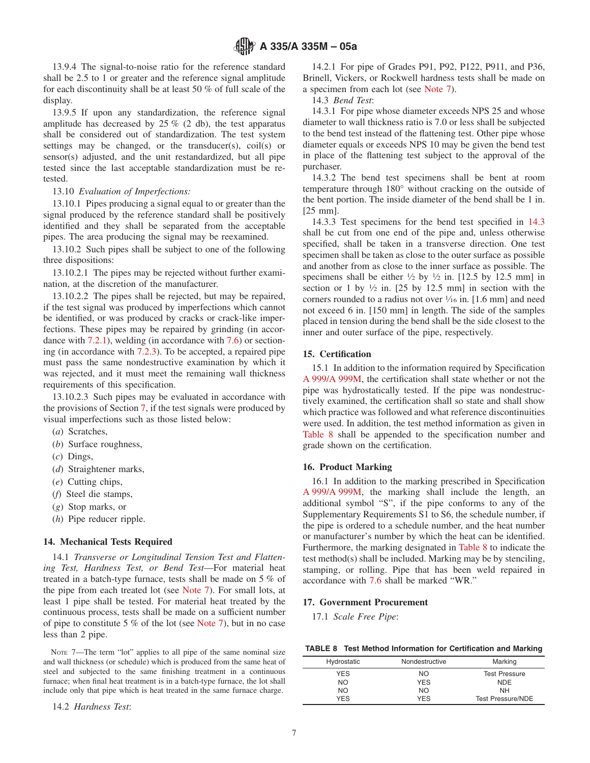13.9.4 The signal-to-noise ratio for the reference standard shall be 2.5 to 1 or greater and the reference signal amplitude for each discontinuity shall be at least 50 % of full scale of the display.

13.9.5 If upon any standardization, the reference signal amplitude has decreased by 25 % (2 db), the test apparatus shall be considered out of standardization. The test system settings may be changed, or the transducer(s), coil(s) or sensor(s) adjusted, and the unit restandardized, but all pipe tested since the last acceptable standardization must be retested.

13.10 *Evaluation of Imperfections:*

13.10.1 Pipes producing a signal equal to or greater than the signal produced by the reference standard shall be positively identified and they shall be separated from the acceptable pipes. The area producing the signal may be reexamined.

13.10.2 Such pipes shall be subject to one of the following three dispositions:

13.10.2.1 The pipes may be rejected without further examination, at the discretion of the manufacturer.

13.10.2.2 The pipes shall be rejected, but may be repaired, if the test signal was produced by imperfections which cannot be identified, or was produced by cracks or crack-like imperfections. These pipes may be repaired by grinding (in accordance with 7.2.1), welding (in accordance with 7.6) or sectioning (in accordance with 7.2.3). To be accepted, a repaired pipe must pass the same nondestructive examination by which it was rejected, and it must meet the remaining wall thickness requirements of this specification.

13.10.2.3 Such pipes may be evaluated in accordance with the provisions of Section 7, if the test signals were produced by visual imperfections such as those listed below:

(*a*) Scratches,

(*b*) Surface roughness,

(*c*) Dings,

(*d*) Straightener marks,

(*e*) Cutting chips,

(*f*) Steel die stamps,

(*g*) Stop marks, or

(*h*) Pipe reducer ripple.

## 14. Mechanical Tests Required

14.1 *Transverse or Longitudinal Tension Test and Flattening Test, Hardness Test, or Bend Test*—For material heat treated in a batch-type furnace, tests shall be made on 5 % of the pipe from each treated lot (see Note 7). For small lots, at least 1 pipe shall be tested. For material heat treated by the continuous process, tests shall be made on a sufficient number of pipe to constitute 5 % of the lot (see Note 7), but in no case less than 2 pipe.

NOTE 7—The term "lot" applies to all pipe of the same nominal size and wall thickness (or schedule) which is produced from the same heat of steel and subjected to the same finishing treatment in a continuous furnace; when final heat treatment is in a batch-type furnace, the lot shall include only that pipe which is heat treated in the same furnace charge.

14.2 *Hardness Test*:

14.2.1 For pipe of Grades P91, P92, P122, P911, and P36, Brinell, Vickers, or Rockwell hardness tests shall be made on a specimen from each lot (see Note 7).

14.3 *Bend Test*:

14.3.1 For pipe whose diameter exceeds NPS 25 and whose diameter to wall thickness ratio is 7.0 or less shall be subjected to the bend test instead of the flattening test. Other pipe whose diameter equals or exceeds NPS 10 may be given the bend test in place of the flattening test subject to the approval of the purchaser.

14.3.2 The bend test specimens shall be bent at room temperature through 180° without cracking on the outside of the bent portion. The inside diameter of the bend shall be 1 in. [25 mm].

14.3.3 Test specimens for the bend test specified in 14.3 shall be cut from one end of the pipe and, unless otherwise specified, shall be taken in a transverse direction. One test specimen shall be taken as close to the outer surface as possible and another from as close to the inner surface as possible. The specimens shall be either ½ by ½ in. [12.5 by 12.5 mm] in section or 1 by ½ in. [25 by 12.5 mm] in section with the corners rounded to a radius not over 1⁄16 in. [1.6 mm] and need not exceed 6 in. [150 mm] in length. The side of the samples placed in tension during the bend shall be the side closest to the inner and outer surface of the pipe, respectively.

## 15. Certification

15.1 In addition to the information required by Specification A 999/A 999M, the certification shall state whether or not the pipe was hydrostatically tested. If the pipe was nondestructively examined, the certification shall so state and shall show which practice was followed and what reference discontinuities were used. In addition, the test method information as given in Table 8 shall be appended to the specification number and grade shown on the certification.

## 16. Product Marking

16.1 In addition to the marking prescribed in Specification A 999/A 999M, the marking shall include the length, an additional symbol "S", if the pipe conforms to any of the Supplementary Requirements S1 to S6, the schedule number, if the pipe is ordered to a schedule number, and the heat number or manufacturer's number by which the heat can be identified. Furthermore, the marking designated in Table 8 to indicate the test method(s) shall be included. Marking may be by stenciling, stamping, or rolling. Pipe that has been weld repaired in accordance with 7.6 shall be marked "WR."

## 17. Government Procurement

17.1 *Scale Free Pipe*:

**TABLE 8 Test Method Information for Certification and Marking**

| Hydrostatic | Nondestructive | Marking |
|---|---|---|
| YES | NO | Test Pressure |
| NO | YES | NDE |
| NO | NO | NH |
| YES | YES | Test Pressure/NDE |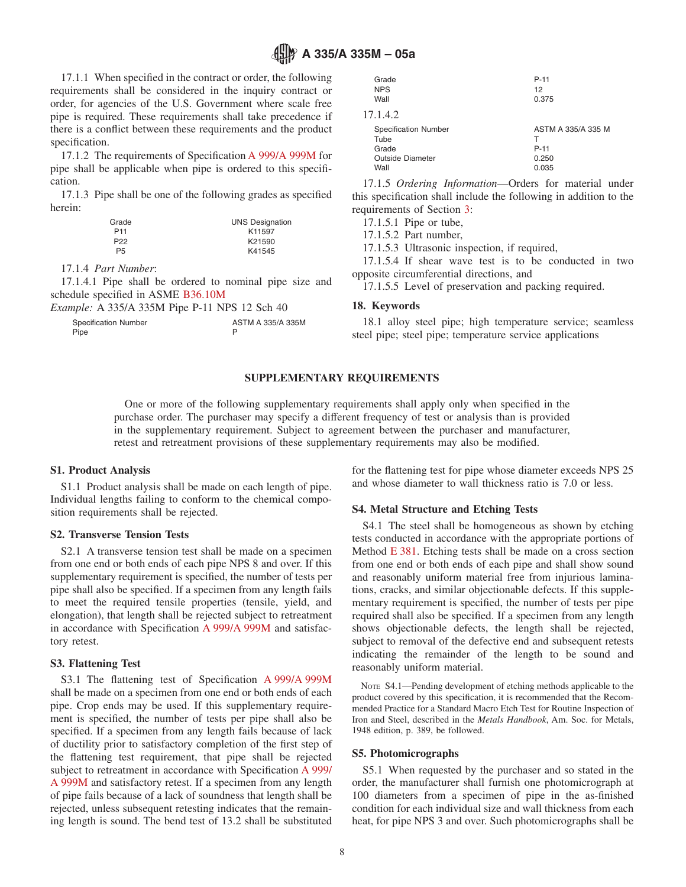17.1.1 When specified in the contract or order, the following requirements shall be considered in the inquiry contract or order, for agencies of the U.S. Government where scale free pipe is required. These requirements shall take precedence if there is a conflict between these requirements and the product specification.

17.1.2 The requirements of Specification A 999/A 999M for pipe shall be applicable when pipe is ordered to this specification.

17.1.3 Pipe shall be one of the following grades as specified herein:

| Grade | UNS Designation |
|---|---|
| P11 | K11597 |
| P22 | K21590 |
| P5 | K41545 |

17.1.4 *Part Number*:

17.1.4.1 Pipe shall be ordered to nominal pipe size and schedule specified in ASME B36.10M

*Example:* A 335/A 335M Pipe P-11 NPS 12 Sch 40

| | |
|---|---|
| Specification Number | ASTM A 335/A 335M |
| Pipe | P |
| Grade | P-11 |
| NPS | 12 |
| Wall | 0.375 |

17.1.4.2

| | |
|---|---|
| Specification Number | ASTM A 335/A 335 M |
| Tube | T |
| Grade | P-11 |
| Outside Diameter | 0.250 |
| Wall | 0.035 |

17.1.5 *Ordering Information*—Orders for material under this specification shall include the following in addition to the requirements of Section 3:

17.1.5.1 Pipe or tube,

17.1.5.2 Part number,

17.1.5.3 Ultrasonic inspection, if required,

17.1.5.4 If shear wave test is to be conducted in two opposite circumferential directions, and

17.1.5.5 Level of preservation and packing required.

## 18. Keywords

18.1 alloy steel pipe; high temperature service; seamless steel pipe; steel pipe; temperature service applications

## SUPPLEMENTARY REQUIREMENTS

One or more of the following supplementary requirements shall apply only when specified in the purchase order. The purchaser may specify a different frequency of test or analysis than is provided in the supplementary requirement. Subject to agreement between the purchaser and manufacturer, retest and retreatment provisions of these supplementary requirements may also be modified.

### S1. Product Analysis

S1.1 Product analysis shall be made on each length of pipe. Individual lengths failing to conform to the chemical composition requirements shall be rejected.

### S2. Transverse Tension Tests

S2.1 A transverse tension test shall be made on a specimen from one end or both ends of each pipe NPS 8 and over. If this supplementary requirement is specified, the number of tests per pipe shall also be specified. If a specimen from any length fails to meet the required tensile properties (tensile, yield, and elongation), that length shall be rejected subject to retreatment in accordance with Specification A 999/A 999M and satisfactory retest.

### S3. Flattening Test

S3.1 The flattening test of Specification A 999/A 999M shall be made on a specimen from one end or both ends of each pipe. Crop ends may be used. If this supplementary requirement is specified, the number of tests per pipe shall also be specified. If a specimen from any length fails because of lack of ductility prior to satisfactory completion of the first step of the flattening test requirement, that pipe shall be rejected subject to retreatment in accordance with Specification A 999/A 999M and satisfactory retest. If a specimen from any length of pipe fails because of a lack of soundness that length shall be rejected, unless subsequent retesting indicates that the remaining length is sound. The bend test of 13.2 shall be substituted for the flattening test for pipe whose diameter exceeds NPS 25 and whose diameter to wall thickness ratio is 7.0 or less.

### S4. Metal Structure and Etching Tests

S4.1 The steel shall be homogeneous as shown by etching tests conducted in accordance with the appropriate portions of Method E 381. Etching tests shall be made on a cross section from one end or both ends of each pipe and shall show sound and reasonably uniform material free from injurious laminations, cracks, and similar objectionable defects. If this supplementary requirement is specified, the number of tests per pipe required shall also be specified. If a specimen from any length shows objectionable defects, the length shall be rejected, subject to removal of the defective end and subsequent retests indicating the remainder of the length to be sound and reasonably uniform material.

NOTE S4.1—Pending development of etching methods applicable to the product covered by this specification, it is recommended that the Recommended Practice for a Standard Macro Etch Test for Routine Inspection of Iron and Steel, described in the *Metals Handbook*, Am. Soc. for Metals, 1948 edition, p. 389, be followed.

### S5. Photomicrographs

S5.1 When requested by the purchaser and so stated in the order, the manufacturer shall furnish one photomicrograph at 100 diameters from a specimen of pipe in the as-finished condition for each individual size and wall thickness from each heat, for pipe NPS 3 and over. Such photomicrographs shall be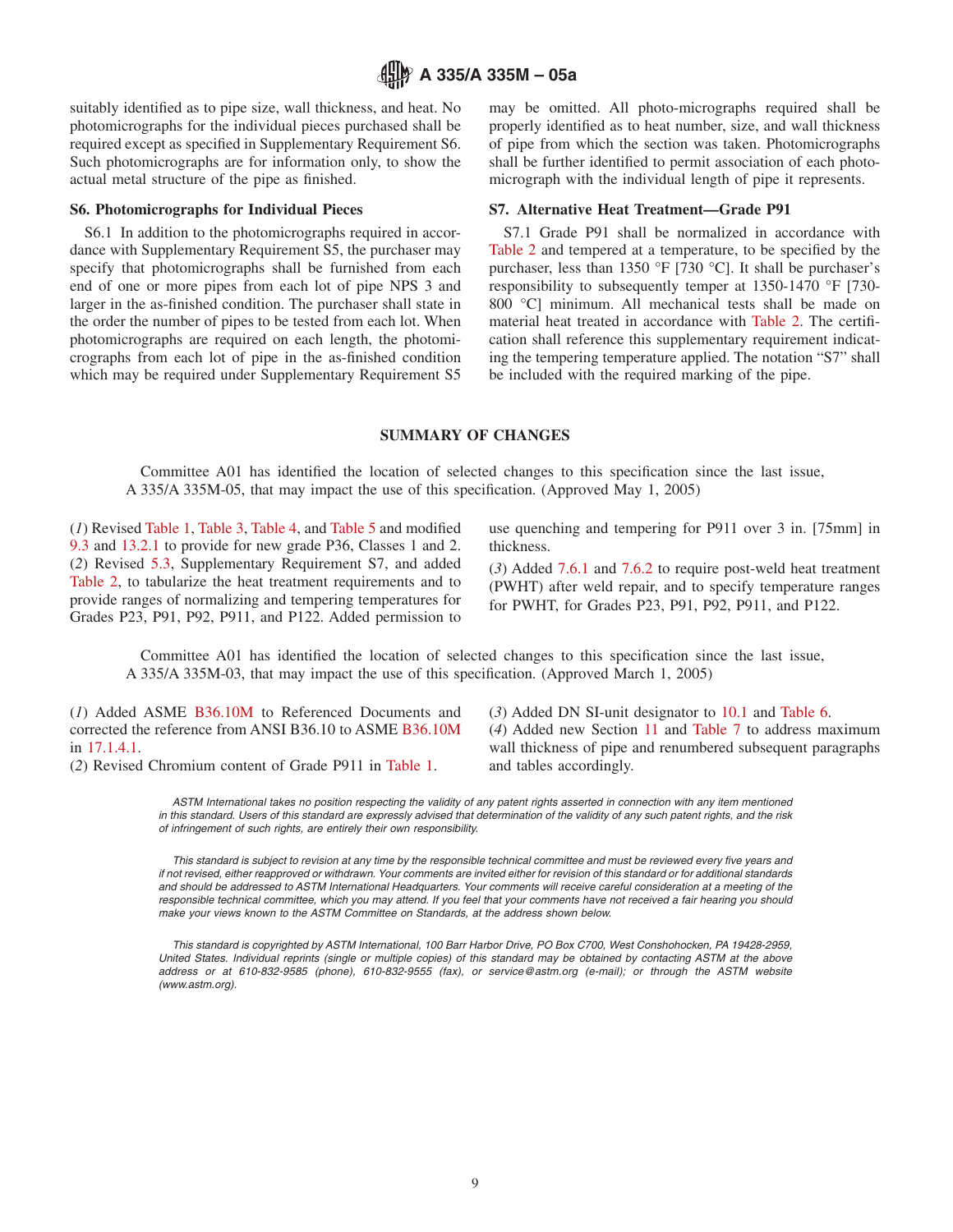suitably identified as to pipe size, wall thickness, and heat. No photomicrographs for the individual pieces purchased shall be required except as specified in Supplementary Requirement S6. Such photomicrographs are for information only, to show the actual metal structure of the pipe as finished.

### S6. Photomicrographs for Individual Pieces

S6.1 In addition to the photomicrographs required in accordance with Supplementary Requirement S5, the purchaser may specify that photomicrographs shall be furnished from each end of one or more pipes from each lot of pipe NPS 3 and larger in the as-finished condition. The purchaser shall state in the order the number of pipes to be tested from each lot. When photomicrographs are required on each length, the photomicrographs from each lot of pipe in the as-finished condition which may be required under Supplementary Requirement S5 may be omitted. All photo-micrographs required shall be properly identified as to heat number, size, and wall thickness of pipe from which the section was taken. Photomicrographs shall be further identified to permit association of each photomicrograph with the individual length of pipe it represents.

### S7. Alternative Heat Treatment—Grade P91

S7.1 Grade P91 shall be normalized in accordance with Table 2 and tempered at a temperature, to be specified by the purchaser, less than 1350 °F [730 °C]. It shall be purchaser's responsibility to subsequently temper at 1350-1470 °F [730-800 °C] minimum. All mechanical tests shall be made on material heat treated in accordance with Table 2. The certification shall reference this supplementary requirement indicating the tempering temperature applied. The notation "S7" shall be included with the required marking of the pipe.

## SUMMARY OF CHANGES

Committee A01 has identified the location of selected changes to this specification since the last issue, A 335/A 335M-05, that may impact the use of this specification. (Approved May 1, 2005)

(*1*) Revised Table 1, Table 3, Table 4, and Table 5 and modified 9.3 and 13.2.1 to provide for new grade P36, Classes 1 and 2.

(*2*) Revised 5.3, Supplementary Requirement S7, and added Table 2, to tabularize the heat treatment requirements and to provide ranges of normalizing and tempering temperatures for Grades P23, P91, P92, P911, and P122. Added permission to use quenching and tempering for P911 over 3 in. [75mm] in thickness.

(*3*) Added 7.6.1 and 7.6.2 to require post-weld heat treatment (PWHT) after weld repair, and to specify temperature ranges for PWHT, for Grades P23, P91, P92, P911, and P122.

Committee A01 has identified the location of selected changes to this specification since the last issue, A 335/A 335M-03, that may impact the use of this specification. (Approved March 1, 2005)

(*1*) Added ASME B36.10M to Referenced Documents and corrected the reference from ANSI B36.10 to ASME B36.10M in 17.1.4.1.

(*2*) Revised Chromium content of Grade P911 in Table 1.

(*3*) Added DN SI-unit designator to 10.1 and Table 6.

(*4*) Added new Section 11 and Table 7 to address maximum wall thickness of pipe and renumbered subsequent paragraphs and tables accordingly.

*ASTM International takes no position respecting the validity of any patent rights asserted in connection with any item mentioned in this standard. Users of this standard are expressly advised that determination of the validity of any such patent rights, and the risk of infringement of such rights, are entirely their own responsibility.*

*This standard is subject to revision at any time by the responsible technical committee and must be reviewed every five years and if not revised, either reapproved or withdrawn. Your comments are invited either for revision of this standard or for additional standards and should be addressed to ASTM International Headquarters. Your comments will receive careful consideration at a meeting of the responsible technical committee, which you may attend. If you feel that your comments have not received a fair hearing you should make your views known to the ASTM Committee on Standards, at the address shown below.*

*This standard is copyrighted by ASTM International, 100 Barr Harbor Drive, PO Box C700, West Conshohocken, PA 19428-2959, United States. Individual reprints (single or multiple copies) of this standard may be obtained by contacting ASTM at the above address or at 610-832-9585 (phone), 610-832-9555 (fax), or service@astm.org (e-mail); or through the ASTM website (www.astm.org).*